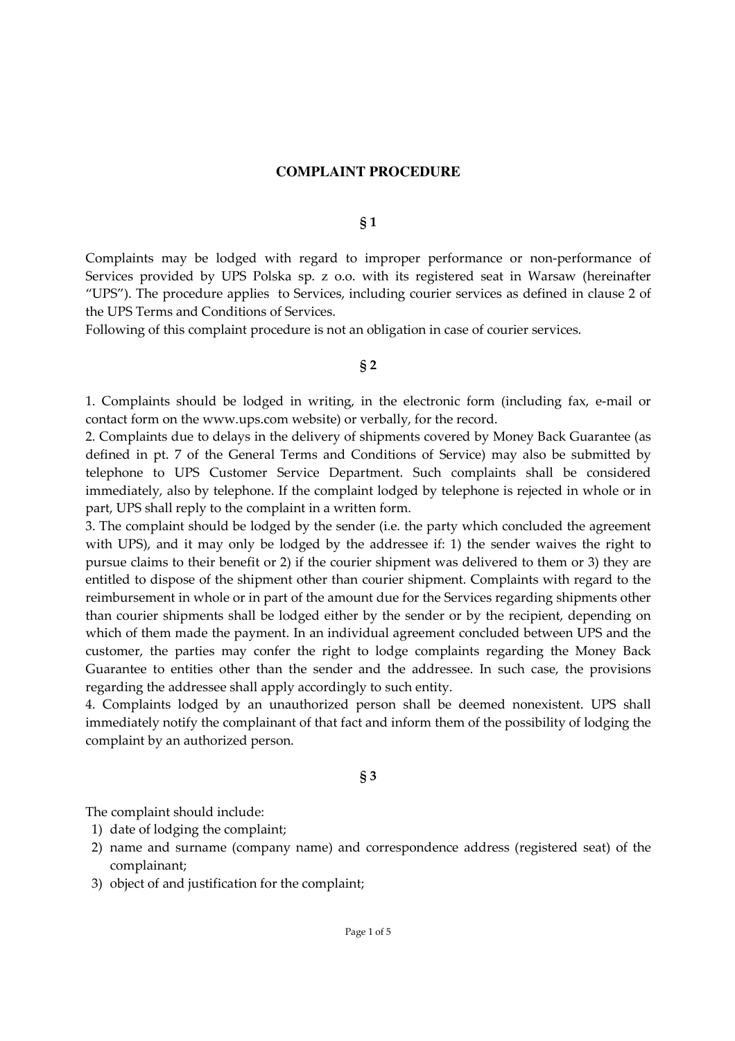# COMPLAINT PROCEDURE

## § 1

Complaints may be lodged with regard to improper performance or non-performance of Services provided by UPS Polska sp. z o.o. with its registered seat in Warsaw (hereinafter "UPS"). The procedure applies to Services, including courier services as defined in clause 2 of the UPS Terms and Conditions of Services.

Following of this complaint procedure is not an obligation in case of courier services.

## § 2

1. Complaints should be lodged in writing, in the electronic form (including fax, e-mail or contact form on the www.ups.com website) or verbally, for the record.
2. Complaints due to delays in the delivery of shipments covered by Money Back Guarantee (as defined in pt. 7 of the General Terms and Conditions of Service) may also be submitted by telephone to UPS Customer Service Department. Such complaints shall be considered immediately, also by telephone. If the complaint lodged by telephone is rejected in whole or in part, UPS shall reply to the complaint in a written form.
3. The complaint should be lodged by the sender (i.e. the party which concluded the agreement with UPS), and it may only be lodged by the addressee if: 1) the sender waives the right to pursue claims to their benefit or 2) if the courier shipment was delivered to them or 3) they are entitled to dispose of the shipment other than courier shipment. Complaints with regard to the reimbursement in whole or in part of the amount due for the Services regarding shipments other than courier shipments shall be lodged either by the sender or by the recipient, depending on which of them made the payment. In an individual agreement concluded between UPS and the customer, the parties may confer the right to lodge complaints regarding the Money Back Guarantee to entities other than the sender and the addressee. In such case, the provisions regarding the addressee shall apply accordingly to such entity.
4. Complaints lodged by an unauthorized person shall be deemed nonexistent. UPS shall immediately notify the complainant of that fact and inform them of the possibility of lodging the complaint by an authorized person.

## § 3

The complaint should include:

1) date of lodging the complaint;
2) name and surname (company name) and correspondence address (registered seat) of the complainant;
3) object of and justification for the complaint;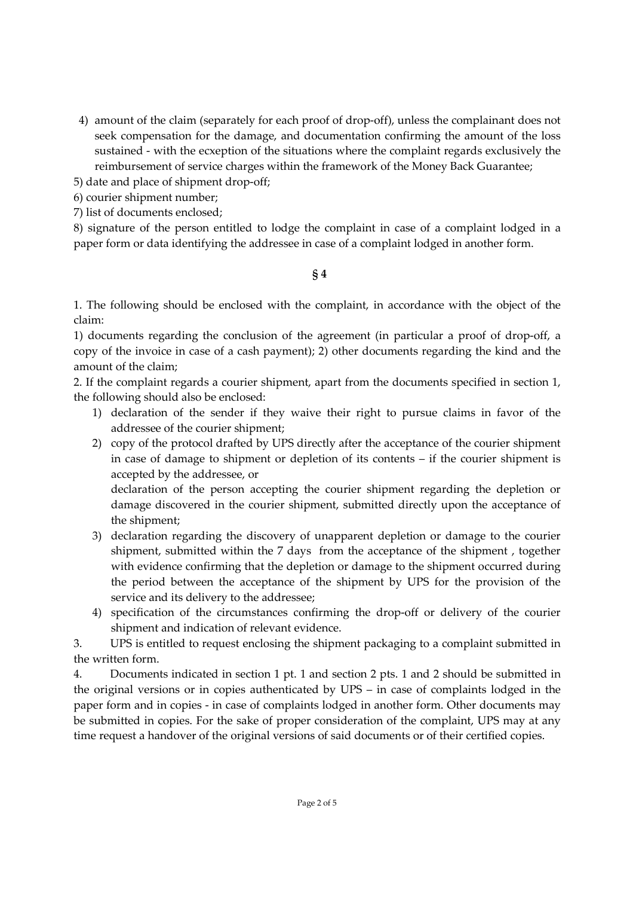4) amount of the claim (separately for each proof of drop-off), unless the complainant does not seek compensation for the damage, and documentation confirming the amount of the loss sustained - with the ecxeption of the situations where the complaint regards exclusively the reimbursement of service charges within the framework of the Money Back Guarantee;

5) date and place of shipment drop-off;

6) courier shipment number;

7) list of documents enclosed;

8) signature of the person entitled to lodge the complaint in case of a complaint lodged in a paper form or data identifying the addressee in case of a complaint lodged in another form.

**§ 4**

1. The following should be enclosed with the complaint, in accordance with the object of the claim:

1) documents regarding the conclusion of the agreement (in particular a proof of drop-off, a copy of the invoice in case of a cash payment); 2) other documents regarding the kind and the amount of the claim;

2. If the complaint regards a courier shipment, apart from the documents specified in section 1, the following should also be enclosed:

   1) declaration of the sender if they waive their right to pursue claims in favor of the addressee of the courier shipment;
   2) copy of the protocol drafted by UPS directly after the acceptance of the courier shipment in case of damage to shipment or depletion of its contents – if the courier shipment is accepted by the addressee, or

      declaration of the person accepting the courier shipment regarding the depletion or damage discovered in the courier shipment, submitted directly upon the acceptance of the shipment;
   3) declaration regarding the discovery of unapparent depletion or damage to the courier shipment, submitted within the 7 days from the acceptance of the shipment , together with evidence confirming that the depletion or damage to the shipment occurred during the period between the acceptance of the shipment by UPS for the provision of the service and its delivery to the addressee;
   4) specification of the circumstances confirming the drop-off or delivery of the courier shipment and indication of relevant evidence.

3. UPS is entitled to request enclosing the shipment packaging to a complaint submitted in the written form.

4. Documents indicated in section 1 pt. 1 and section 2 pts. 1 and 2 should be submitted in the original versions or in copies authenticated by UPS – in case of complaints lodged in the paper form and in copies - in case of complaints lodged in another form. Other documents may be submitted in copies. For the sake of proper consideration of the complaint, UPS may at any time request a handover of the original versions of said documents or of their certified copies.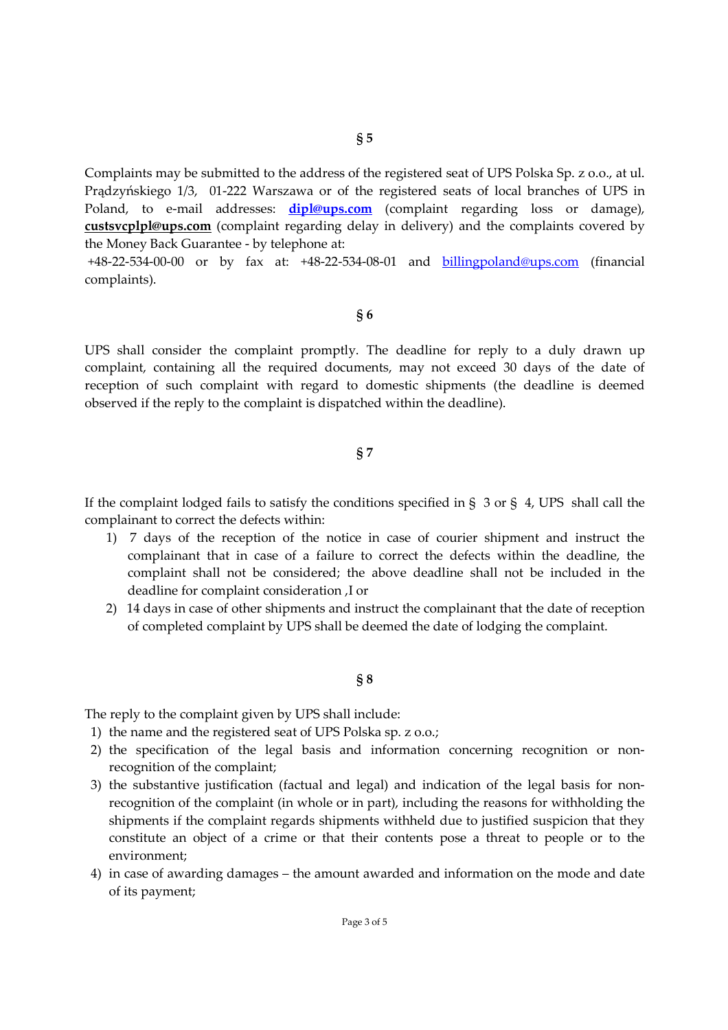**§ 5**

Complaints may be submitted to the address of the registered seat of UPS Polska Sp. z o.o., at ul. Prądzyńskiego 1/3, 01-222 Warszawa or of the registered seats of local branches of UPS in Poland, to e-mail addresses: **dipl@ups.com** (complaint regarding loss or damage), **custsvcplpl@ups.com** (complaint regarding delay in delivery) and the complaints covered by the Money Back Guarantee - by telephone at:
+48-22-534-00-00 or by fax at: +48-22-534-08-01 and billingpoland@ups.com (financial complaints).

**§ 6**

UPS shall consider the complaint promptly. The deadline for reply to a duly drawn up complaint, containing all the required documents, may not exceed 30 days of the date of reception of such complaint with regard to domestic shipments (the deadline is deemed observed if the reply to the complaint is dispatched within the deadline).

**§ 7**

If the complaint lodged fails to satisfy the conditions specified in § 3 or § 4, UPS shall call the complainant to correct the defects within:

1) 7 days of the reception of the notice in case of courier shipment and instruct the complainant that in case of a failure to correct the defects within the deadline, the complaint shall not be considered; the above deadline shall not be included in the deadline for complaint consideration ,I or
2) 14 days in case of other shipments and instruct the complainant that the date of reception of completed complaint by UPS shall be deemed the date of lodging the complaint.

**§ 8**

The reply to the complaint given by UPS shall include:

1) the name and the registered seat of UPS Polska sp. z o.o.;
2) the specification of the legal basis and information concerning recognition or non-recognition of the complaint;
3) the substantive justification (factual and legal) and indication of the legal basis for non-recognition of the complaint (in whole or in part), including the reasons for withholding the shipments if the complaint regards shipments withheld due to justified suspicion that they constitute an object of a crime or that their contents pose a threat to people or to the environment;
4) in case of awarding damages – the amount awarded and information on the mode and date of its payment;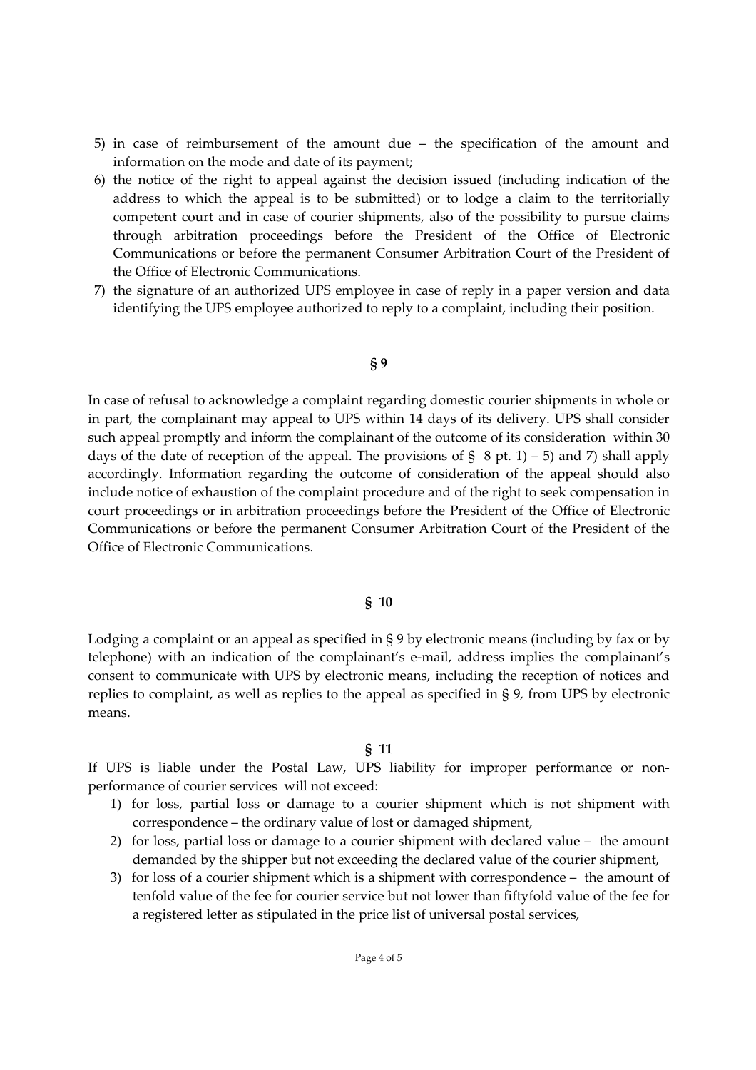5) in case of reimbursement of the amount due – the specification of the amount and information on the mode and date of its payment;
6) the notice of the right to appeal against the decision issued (including indication of the address to which the appeal is to be submitted) or to lodge a claim to the territorially competent court and in case of courier shipments, also of the possibility to pursue claims through arbitration proceedings before the President of the Office of Electronic Communications or before the permanent Consumer Arbitration Court of the President of the Office of Electronic Communications.
7) the signature of an authorized UPS employee in case of reply in a paper version and data identifying the UPS employee authorized to reply to a complaint, including their position.

## § 9

In case of refusal to acknowledge a complaint regarding domestic courier shipments in whole or in part, the complainant may appeal to UPS within 14 days of its delivery. UPS shall consider such appeal promptly and inform the complainant of the outcome of its consideration within 30 days of the date of reception of the appeal. The provisions of § 8 pt. 1) – 5) and 7) shall apply accordingly. Information regarding the outcome of consideration of the appeal should also include notice of exhaustion of the complaint procedure and of the right to seek compensation in court proceedings or in arbitration proceedings before the President of the Office of Electronic Communications or before the permanent Consumer Arbitration Court of the President of the Office of Electronic Communications.

## § 10

Lodging a complaint or an appeal as specified in § 9 by electronic means (including by fax or by telephone) with an indication of the complainant's e-mail, address implies the complainant's consent to communicate with UPS by electronic means, including the reception of notices and replies to complaint, as well as replies to the appeal as specified in § 9, from UPS by electronic means.

## § 11

If UPS is liable under the Postal Law, UPS liability for improper performance or non-performance of courier services will not exceed:

1) for loss, partial loss or damage to a courier shipment which is not shipment with correspondence – the ordinary value of lost or damaged shipment,
2) for loss, partial loss or damage to a courier shipment with declared value – the amount demanded by the shipper but not exceeding the declared value of the courier shipment,
3) for loss of a courier shipment which is a shipment with correspondence – the amount of tenfold value of the fee for courier service but not lower than fiftyfold value of the fee for a registered letter as stipulated in the price list of universal postal services,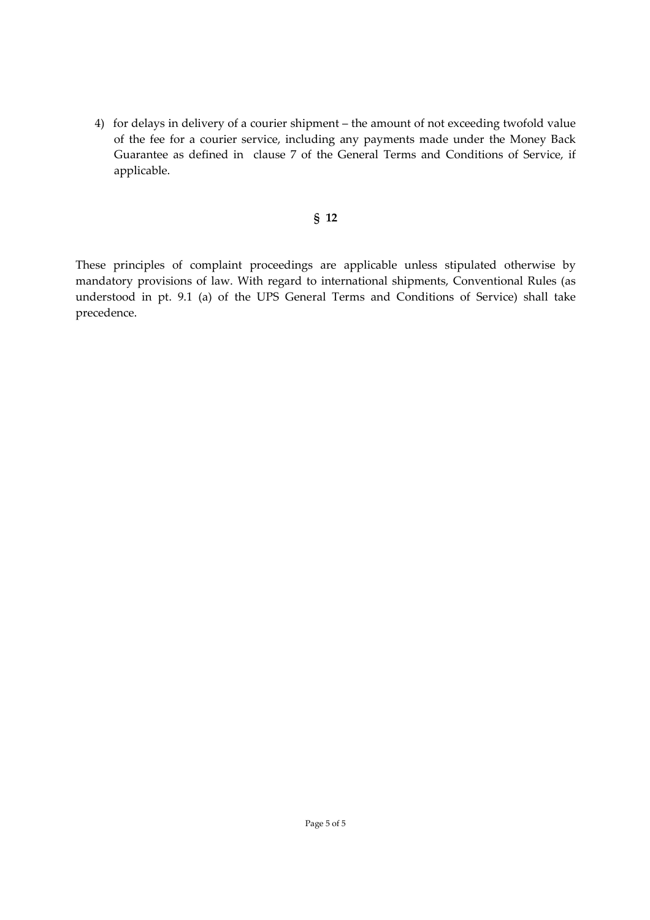4) for delays in delivery of a courier shipment – the amount of not exceeding twofold value of the fee for a courier service, including any payments made under the Money Back Guarantee as defined in clause 7 of the General Terms and Conditions of Service, if applicable.

## § 12

These principles of complaint proceedings are applicable unless stipulated otherwise by mandatory provisions of law. With regard to international shipments, Conventional Rules (as understood in pt. 9.1 (a) of the UPS General Terms and Conditions of Service) shall take precedence.